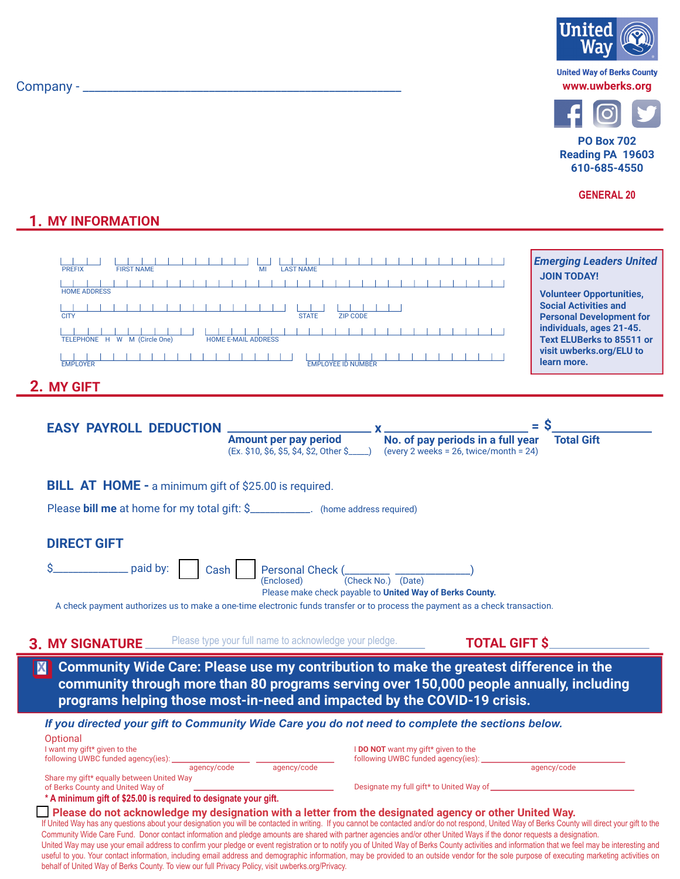Company - ____________________________________________

**United Way**

United Way of Berks County
www.uwberks.org

PO Box 702
Reading PA 19603
610-685-4550

GENERAL 20

## 1. MY INFORMATION

PREFIX | FIRST NAME | MI | LAST NAME

HOME ADDRESS

CITY | STATE | ZIP CODE

TELEPHONE H W M (Circle One) | HOME E-MAIL ADDRESS

EMPLOYER | EMPLOYEE ID NUMBER

***Emerging Leaders United***
**JOIN TODAY!**

**Volunteer Opportunities, Social Activities and Personal Development for individuals, ages 21-45. Text ELUBerks to 85511 or visit uwberks.org/ELU to learn more.**

## 2. MY GIFT

**EASY PAYROLL DEDUCTION** ____________________ x ____________________ = $______________

**Amount per pay period** (Ex. $10, $6, $5, $4, $2, Other $_____)
**No. of pay periods in a full year** (every 2 weeks = 26, twice/month = 24)
**Total Gift**

**BILL AT HOME -** a minimum gift of $25.00 is required.

Please **bill me** at home for my total gift: $___________. (home address required)

**DIRECT GIFT**

$____________ paid by: ☐ Cash ☐ Personal Check (________ ____________)
(Enclosed) (Check No.) (Date)

Please make check payable to **United Way of Berks County.**

A check payment authorizes us to make a one-time electronic funds transfer or to process the payment as a check transaction.

## 3. MY SIGNATURE ____Please type your full name to acknowledge your pledge.____ TOTAL GIFT $______________

☒ **Community Wide Care: Please use my contribution to make the greatest difference in the community through more than 80 programs serving over 150,000 people annually, including programs helping those most-in-need and impacted by the COVID-19 crisis.**

***If you directed your gift to Community Wide Care you do not need to complete the sections below.***

Optional

I want my gift* given to the following UWBC funded agency(ies): ______________ ______________
agency/code agency/code

I **DO NOT** want my gift* given to the following UWBC funded agency(ies): ______________
agency/code

Share my gift* equally between United Way of Berks County and United Way of ______________

Designate my full gift* to United Way of ______________

**\* A minimum gift of $25.00 is required to designate your gift.**

☐ **Please do not acknowledge my designation with a letter from the designated agency or other United Way.**

If United Way has any questions about your designation you will be contacted in writing. If you cannot be contacted and/or do not respond, United Way of Berks County will direct your gift to the Community Wide Care Fund. Donor contact information and pledge amounts are shared with partner agencies and/or other United Ways if the donor requests a designation.

United Way may use your email address to confirm your pledge or event registration or to notify you of United Way of Berks County activities and information that we feel may be interesting and useful to you. Your contact information, including email address and demographic information, may be provided to an outside vendor for the sole purpose of executing marketing activities on behalf of United Way of Berks County. To view our full Privacy Policy, visit uwberks.org/Privacy.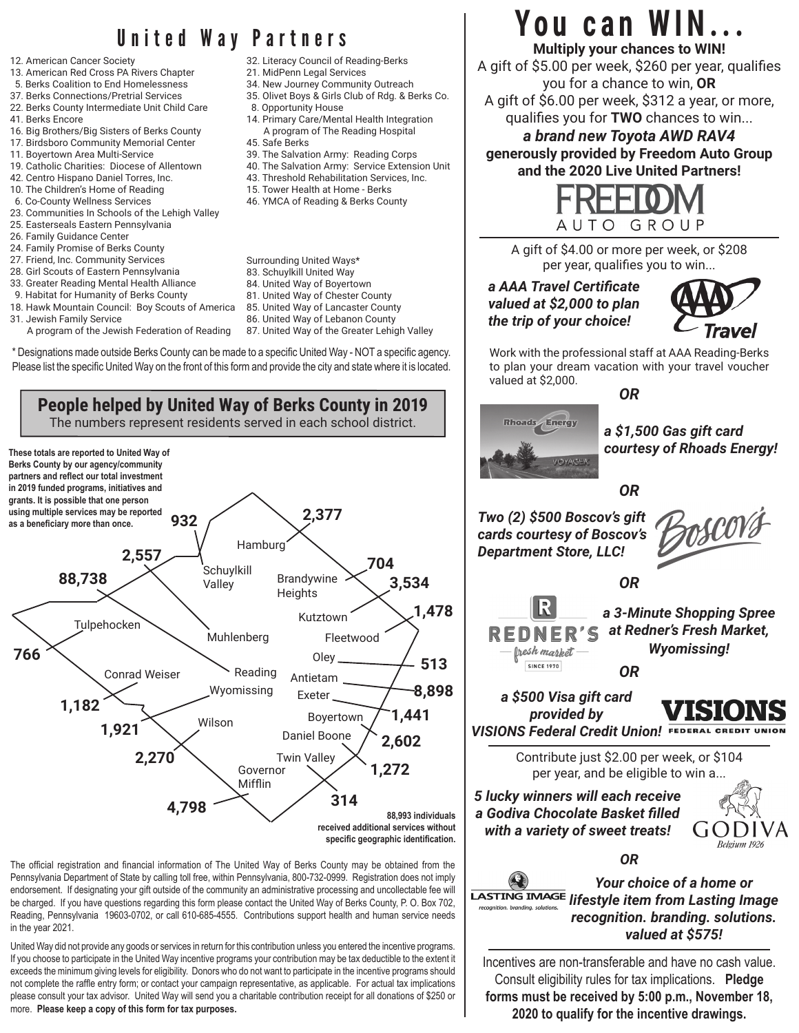# United Way Partners

12. American Cancer Society
13. American Red Cross PA Rivers Chapter
5. Berks Coalition to End Homelessness
37. Berks Connections/Pretrial Services
22. Berks County Intermediate Unit Child Care
41. Berks Encore
16. Big Brothers/Big Sisters of Berks County
17. Birdsboro Community Memorial Center
11. Boyertown Area Multi-Service
19. Catholic Charities: Diocese of Allentown
42. Centro Hispano Daniel Torres, Inc.
10. The Children's Home of Reading
6. Co-County Wellness Services
23. Communities In Schools of the Lehigh Valley
25. Easterseals Eastern Pennsylvania
26. Family Guidance Center
24. Family Promise of Berks County
27. Friend, Inc. Community Services
28. Girl Scouts of Eastern Pennsylvania
33. Greater Reading Mental Health Alliance
9. Habitat for Humanity of Berks County
18. Hawk Mountain Council: Boy Scouts of America
31. Jewish Family Service
    A program of the Jewish Federation of Reading
32. Literacy Council of Reading-Berks
21. MidPenn Legal Services
34. New Journey Community Outreach
35. Olivet Boys & Girls Club of Rdg. & Berks Co.
8. Opportunity House
14. Primary Care/Mental Health Integration
    A program of The Reading Hospital
45. Safe Berks
39. The Salvation Army: Reading Corps
40. The Salvation Army: Service Extension Unit
43. Threshold Rehabilitation Services, Inc.
15. Tower Health at Home - Berks
46. YMCA of Reading & Berks County

Surrounding United Ways*
83. Schuylkill United Way
84. United Way of Boyertown
81. United Way of Chester County
85. United Way of Lancaster County
86. United Way of Lebanon County
87. United Way of the Greater Lehigh Valley

\* Designations made outside Berks County can be made to a specific United Way - NOT a specific agency. Please list the specific United Way on the front of this form and provide the city and state where it is located.

## People helped by United Way of Berks County in 2019

The numbers represent residents served in each school district.

These totals are reported to United Way of Berks County by our agency/community partners and reflect our total investment in 2019 funded programs, initiatives and grants. It is possible that one person using multiple services may be reported as a beneficiary more than once.

Hamburg 2,377
Schuylkill Valley 932
Muhlenberg 2,557
Reading 88,738
Tulpehocken 766
Conrad Weiser 1,182
Wyomissing 1,921
Wilson 2,270
Governor Mifflin 4,798
Brandywine Heights 704
Kutztown 3,534
Fleetwood 1,478
Oley 513
Antietam
Exeter 8,898
Boyertown 1,441
Daniel Boone 2,602
Twin Valley 1,272
314

88,993 individuals received additional services without specific geographic identification.

The official registration and financial information of The United Way of Berks County may be obtained from the Pennsylvania Department of State by calling toll free, within Pennsylvania, 800-732-0999. Registration does not imply endorsement. If designating your gift outside of the community an administrative processing and uncollectable fee will be charged. If you have questions regarding this form please contact the United Way of Berks County, P. O. Box 702, Reading, Pennsylvania 19603-0702, or call 610-685-4555. Contributions support health and human service needs in the year 2021.

United Way did not provide any goods or services in return for this contribution unless you entered the incentive programs. If you choose to participate in the United Way incentive programs your contribution may be tax deductible to the extent it exceeds the minimum giving levels for eligibility. Donors who do not want to participate in the incentive programs should not complete the raffle entry form; or contact your campaign representative, as applicable. For actual tax implications please consult your tax advisor. United Way will send you a charitable contribution receipt for all donations of $250 or more. **Please keep a copy of this form for tax purposes.**

# You can WIN...

**Multiply your chances to WIN!**

A gift of $5.00 per week, $260 per year, qualifies you for a chance to win, **OR**
A gift of $6.00 per week, $312 a year, or more, qualifies you for **TWO** chances to win...

***a brand new Toyota AWD RAV4***
**generously provided by Freedom Auto Group and the 2020 Live United Partners!**

FREEDOM AUTO GROUP

A gift of $4.00 or more per week, or $208 per year, qualifies you to win...

***a AAA Travel Certificate valued at $2,000 to plan the trip of your choice!***

Work with the professional staff at AAA Reading-Berks to plan your dream vacation with your travel voucher valued at $2,000.

***OR***

***a $1,500 Gas gift card courtesy of Rhoads Energy!***

***OR***

***Two (2) $500 Boscov's gift cards courtesy of Boscov's Department Store, LLC!***

***OR***

***a 3-Minute Shopping Spree at Redner's Fresh Market, Wyomissing!***

***OR***

***a $500 Visa gift card provided by VISIONS Federal Credit Union!***

Contribute just $2.00 per week, or $104 per year, and be eligible to win a...

***5 lucky winners will each receive a Godiva Chocolate Basket filled with a variety of sweet treats!***

***OR***

***Your choice of a home or lifestyle item from Lasting Image recognition. branding. solutions. valued at $575!***

Incentives are non-transferable and have no cash value. Consult eligibility rules for tax implications. **Pledge forms must be received by 5:00 p.m., November 18, 2020 to qualify for the incentive drawings.**